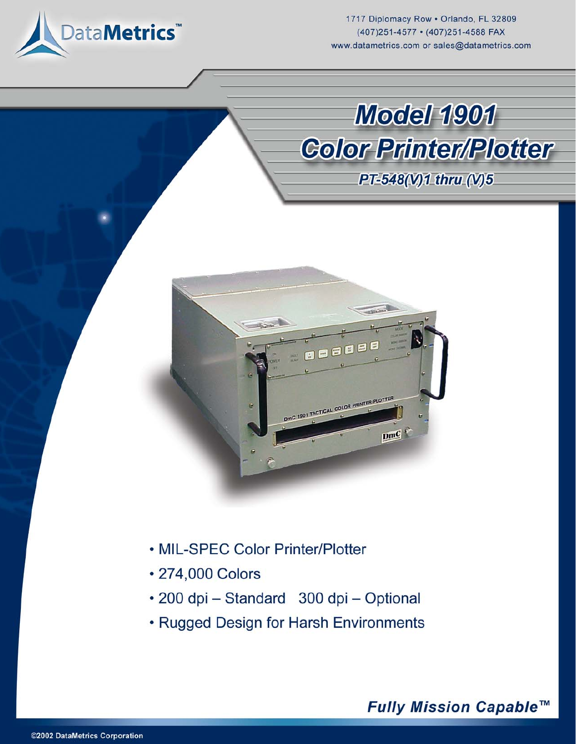DataMetrics™

1717 Diplomacy Row • Orlando, FL 32809
(407)251-4577 • (407)251-4588 FAX
www.datametrics.com or sales@datametrics.com

# Model 1901 Color Printer/Plotter

***PT-548(V)1 thru (V)5***

- MIL-SPEC Color Printer/Plotter
- 274,000 Colors
- 200 dpi – Standard 300 dpi – Optional
- Rugged Design for Harsh Environments

***Fully Mission Capable™***

©2002 DataMetrics Corporation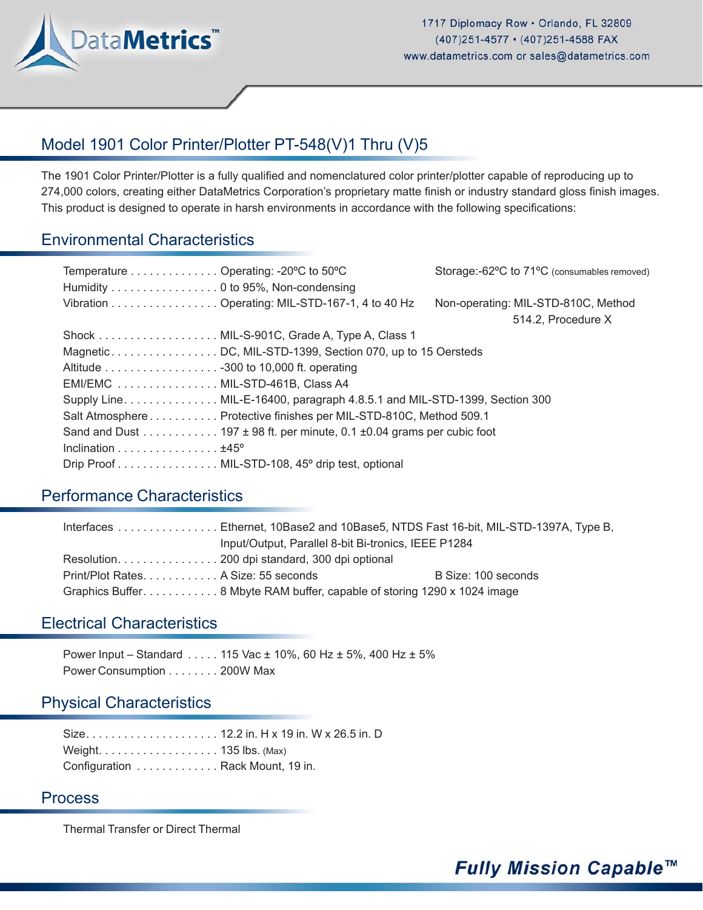1717 Diplomacy Row • Orlando, FL 32809
(407)251-4577 • (407)251-4588 FAX
www.datametrics.com or sales@datametrics.com

# Model 1901 Color Printer/Plotter PT-548(V)1 Thru (V)5

The 1901 Color Printer/Plotter is a fully qualified and nomenclatured color printer/plotter capable of reproducing up to 274,000 colors, creating either DataMetrics Corporation's proprietary matte finish or industry standard gloss finish images. This product is designed to operate in harsh environments in accordance with the following specifications:

## Environmental Characteristics

| | | |
|---|---|---|
| Temperature | Operating: -20ºC to 50ºC | Storage:-62ºC to 71ºC (consumables removed) |
| Humidity | 0 to 95%, Non-condensing | |
| Vibration | Operating: MIL-STD-167-1, 4 to 40 Hz | Non-operating: MIL-STD-810C, Method 514.2, Procedure X |
| Shock | MIL-S-901C, Grade A, Type A, Class 1 | |
| Magnetic | DC, MIL-STD-1399, Section 070, up to 15 Oersteds | |
| Altitude | -300 to 10,000 ft. operating | |
| EMI/EMC | MIL-STD-461B, Class A4 | |
| Supply Line | MIL-E-16400, paragraph 4.8.5.1 and MIL-STD-1399, Section 300 | |
| Salt Atmosphere | Protective finishes per MIL-STD-810C, Method 509.1 | |
| Sand and Dust | 197 ± 98 ft. per minute, 0.1 ±0.04 grams per cubic foot | |
| Inclination | ±45º | |
| Drip Proof | MIL-STD-108, 45º drip test, optional | |

## Performance Characteristics

| | | |
|---|---|---|
| Interfaces | Ethernet, 10Base2 and 10Base5, NTDS Fast 16-bit, MIL-STD-1397A, Type B, Input/Output, Parallel 8-bit Bi-tronics, IEEE P1284 | |
| Resolution | 200 dpi standard, 300 dpi optional | |
| Print/Plot Rates | A Size: 55 seconds | B Size: 100 seconds |
| Graphics Buffer | 8 Mbyte RAM buffer, capable of storing 1290 x 1024 image | |

## Electrical Characteristics

| | |
|---|---|
| Power Input – Standard | 115 Vac ± 10%, 60 Hz ± 5%, 400 Hz ± 5% |
| Power Consumption | 200W Max |

## Physical Characteristics

| | |
|---|---|
| Size | 12.2 in. H x 19 in. W x 26.5 in. D |
| Weight | 135 lbs. (Max) |
| Configuration | Rack Mount, 19 in. |

## Process

Thermal Transfer or Direct Thermal

***Fully Mission Capable™***